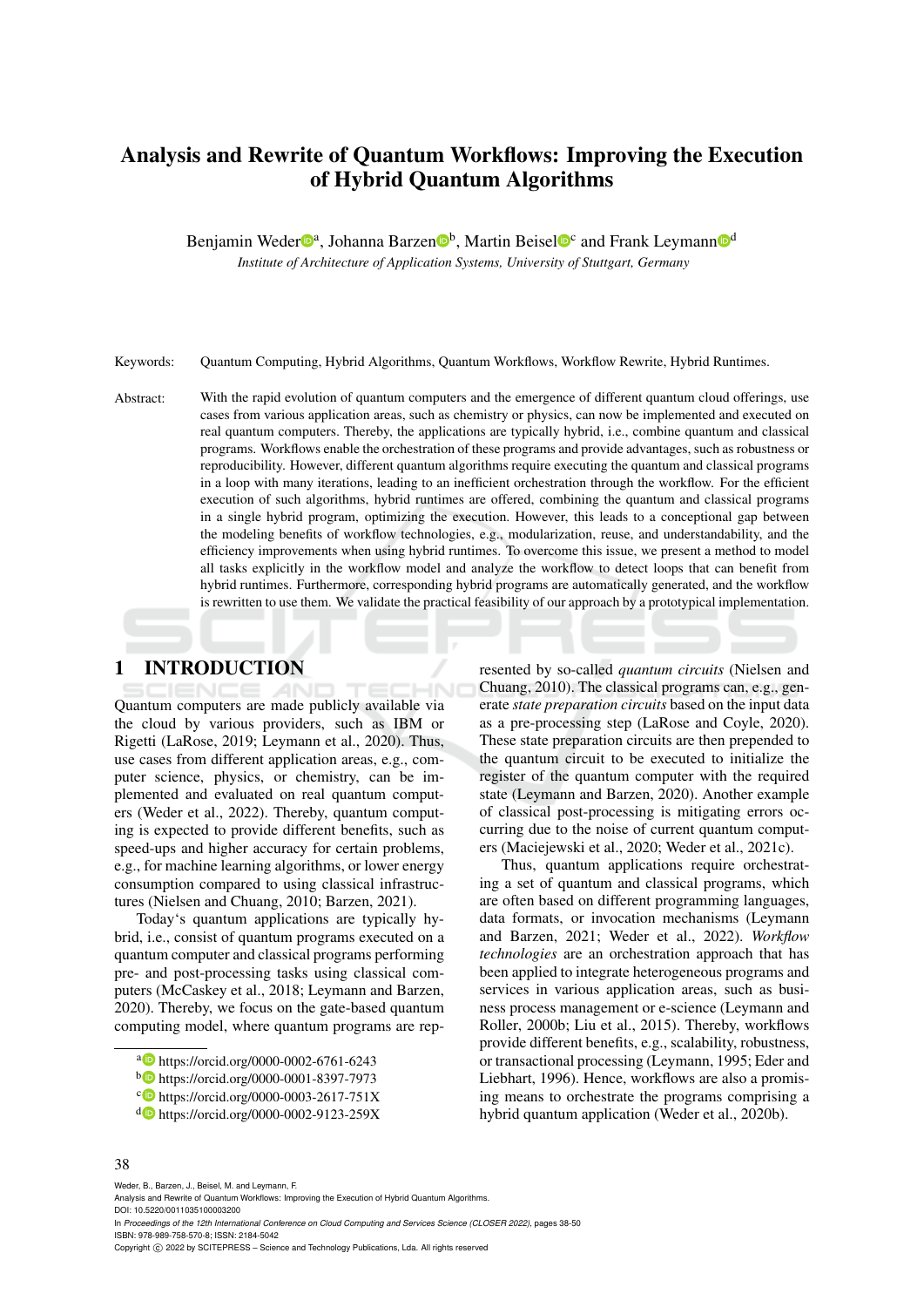# Analysis and Rewrite of Quantum Workflows: Improving the Execution of Hybrid Quantum Algorithms

Benjamin Weder[a], Johanna Barzen[b], Martin Beisel[c] and Frank Leymann[d]

*Institute of Architecture of Application Systems, University of Stuttgart, Germany*

Keywords: Quantum Computing, Hybrid Algorithms, Quantum Workflows, Workflow Rewrite, Hybrid Runtimes.

Abstract: With the rapid evolution of quantum computers and the emergence of different quantum cloud offerings, use cases from various application areas, such as chemistry or physics, can now be implemented and executed on real quantum computers. Thereby, the applications are typically hybrid, i.e., combine quantum and classical programs. Workflows enable the orchestration of these programs and provide advantages, such as robustness or reproducibility. However, different quantum algorithms require executing the quantum and classical programs in a loop with many iterations, leading to an inefficient orchestration through the workflow. For the efficient execution of such algorithms, hybrid runtimes are offered, combining the quantum and classical programs in a single hybrid program, optimizing the execution. However, this leads to a conceptional gap between the modeling benefits of workflow technologies, e.g., modularization, reuse, and understandability, and the efficiency improvements when using hybrid runtimes. To overcome this issue, we present a method to model all tasks explicitly in the workflow model and analyze the workflow to detect loops that can benefit from hybrid runtimes. Furthermore, corresponding hybrid programs are automatically generated, and the workflow is rewritten to use them. We validate the practical feasibility of our approach by a prototypical implementation.

## 1 INTRODUCTION

Quantum computers are made publicly available via the cloud by various providers, such as IBM or Rigetti (LaRose, 2019; Leymann et al., 2020). Thus, use cases from different application areas, e.g., computer science, physics, or chemistry, can be implemented and evaluated on real quantum computers (Weder et al., 2022). Thereby, quantum computing is expected to provide different benefits, such as speed-ups and higher accuracy for certain problems, e.g., for machine learning algorithms, or lower energy consumption compared to using classical infrastructures (Nielsen and Chuang, 2010; Barzen, 2021).

Today's quantum applications are typically hybrid, i.e., consist of quantum programs executed on a quantum computer and classical programs performing pre- and post-processing tasks using classical computers (McCaskey et al., 2018; Leymann and Barzen, 2020). Thereby, we focus on the gate-based quantum computing model, where quantum programs are represented by so-called *quantum circuits* (Nielsen and Chuang, 2010). The classical programs can, e.g., generate *state preparation circuits* based on the input data as a pre-processing step (LaRose and Coyle, 2020). These state preparation circuits are then prepended to the quantum circuit to be executed to initialize the register of the quantum computer with the required state (Leymann and Barzen, 2020). Another example of classical post-processing is mitigating errors occurring due to the noise of current quantum computers (Maciejewski et al., 2020; Weder et al., 2021c).

Thus, quantum applications require orchestrating a set of quantum and classical programs, which are often based on different programming languages, data formats, or invocation mechanisms (Leymann and Barzen, 2021; Weder et al., 2022). *Workflow technologies* are an orchestration approach that has been applied to integrate heterogeneous programs and services in various application areas, such as business process management or e-science (Leymann and Roller, 2000b; Liu et al., 2015). Thereby, workflows provide different benefits, e.g., scalability, robustness, or transactional processing (Leymann, 1995; Eder and Liebhart, 1996). Hence, workflows are also a promising means to orchestrate the programs comprising a hybrid quantum application (Weder et al., 2020b).

[a] https://orcid.org/0000-0002-6761-6243
[b] https://orcid.org/0000-0001-8397-7973
[c] https://orcid.org/0000-0003-2617-751X
[d] https://orcid.org/0000-0002-9123-259X

Weder, B., Barzen, J., Beisel, M. and Leymann, F.
Analysis and Rewrite of Quantum Workflows: Improving the Execution of Hybrid Quantum Algorithms.
DOI: 10.5220/0011035100003200
In *Proceedings of the 12th International Conference on Cloud Computing and Services Science (CLOSER 2022)*, pages 38-50
ISBN: 978-989-758-570-8; ISSN: 2184-5042
Copyright © 2022 by SCITEPRESS – Science and Technology Publications, Lda. All rights reserved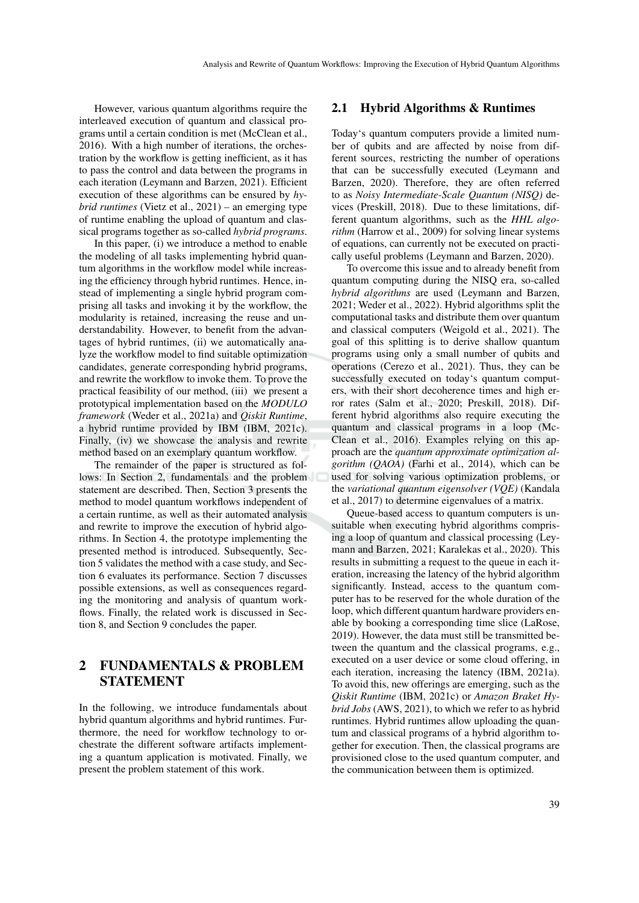However, various quantum algorithms require the interleaved execution of quantum and classical programs until a certain condition is met (McClean et al., 2016). With a high number of iterations, the orchestration by the workflow is getting inefficient, as it has to pass the control and data between the programs in each iteration (Leymann and Barzen, 2021). Efficient execution of these algorithms can be ensured by *hybrid runtimes* (Vietz et al., 2021) – an emerging type of runtime enabling the upload of quantum and classical programs together as so-called *hybrid programs*.

In this paper, (i) we introduce a method to enable the modeling of all tasks implementing hybrid quantum algorithms in the workflow model while increasing the efficiency through hybrid runtimes. Hence, instead of implementing a single hybrid program comprising all tasks and invoking it by the workflow, the modularity is retained, increasing the reuse and understandability. However, to benefit from the advantages of hybrid runtimes, (ii) we automatically analyze the workflow model to find suitable optimization candidates, generate corresponding hybrid programs, and rewrite the workflow to invoke them. To prove the practical feasibility of our method, (iii) we present a prototypical implementation based on the *MODULO framework* (Weder et al., 2021a) and *Qiskit Runtime*, a hybrid runtime provided by IBM (IBM, 2021c). Finally, (iv) we showcase the analysis and rewrite method based on an exemplary quantum workflow.

The remainder of the paper is structured as follows: In Section 2, fundamentals and the problem statement are described. Then, Section 3 presents the method to model quantum workflows independent of a certain runtime, as well as their automated analysis and rewrite to improve the execution of hybrid algorithms. In Section 4, the prototype implementing the presented method is introduced. Subsequently, Section 5 validates the method with a case study, and Section 6 evaluates its performance. Section 7 discusses possible extensions, as well as consequences regarding the monitoring and analysis of quantum workflows. Finally, the related work is discussed in Section 8, and Section 9 concludes the paper.

# 2 FUNDAMENTALS & PROBLEM STATEMENT

In the following, we introduce fundamentals about hybrid quantum algorithms and hybrid runtimes. Furthermore, the need for workflow technology to orchestrate the different software artifacts implementing a quantum application is motivated. Finally, we present the problem statement of this work.

## 2.1 Hybrid Algorithms & Runtimes

Today's quantum computers provide a limited number of qubits and are affected by noise from different sources, restricting the number of operations that can be successfully executed (Leymann and Barzen, 2020). Therefore, they are often referred to as *Noisy Intermediate-Scale Quantum (NISQ)* devices (Preskill, 2018). Due to these limitations, different quantum algorithms, such as the *HHL algorithm* (Harrow et al., 2009) for solving linear systems of equations, can currently not be executed on practically useful problems (Leymann and Barzen, 2020).

To overcome this issue and to already benefit from quantum computing during the NISQ era, so-called *hybrid algorithms* are used (Leymann and Barzen, 2021; Weder et al., 2022). Hybrid algorithms split the computational tasks and distribute them over quantum and classical computers (Weigold et al., 2021). The goal of this splitting is to derive shallow quantum programs using only a small number of qubits and operations (Cerezo et al., 2021). Thus, they can be successfully executed on today's quantum computers, with their short decoherence times and high error rates (Salm et al., 2020; Preskill, 2018). Different hybrid algorithms also require executing the quantum and classical programs in a loop (McClean et al., 2016). Examples relying on this approach are the *quantum approximate optimization algorithm (QAOA)* (Farhi et al., 2014), which can be used for solving various optimization problems, or the *variational quantum eigensolver (VQE)* (Kandala et al., 2017) to determine eigenvalues of a matrix.

Queue-based access to quantum computers is unsuitable when executing hybrid algorithms comprising a loop of quantum and classical processing (Leymann and Barzen, 2021; Karalekas et al., 2020). This results in submitting a request to the queue in each iteration, increasing the latency of the hybrid algorithm significantly. Instead, access to the quantum computer has to be reserved for the whole duration of the loop, which different quantum hardware providers enable by booking a corresponding time slice (LaRose, 2019). However, the data must still be transmitted between the quantum and the classical programs, e.g., executed on a user device or some cloud offering, in each iteration, increasing the latency (IBM, 2021a). To avoid this, new offerings are emerging, such as the *Qiskit Runtime* (IBM, 2021c) or *Amazon Braket Hybrid Jobs* (AWS, 2021), to which we refer to as hybrid runtimes. Hybrid runtimes allow uploading the quantum and classical programs of a hybrid algorithm together for execution. Then, the classical programs are provisioned close to the used quantum computer, and the communication between them is optimized.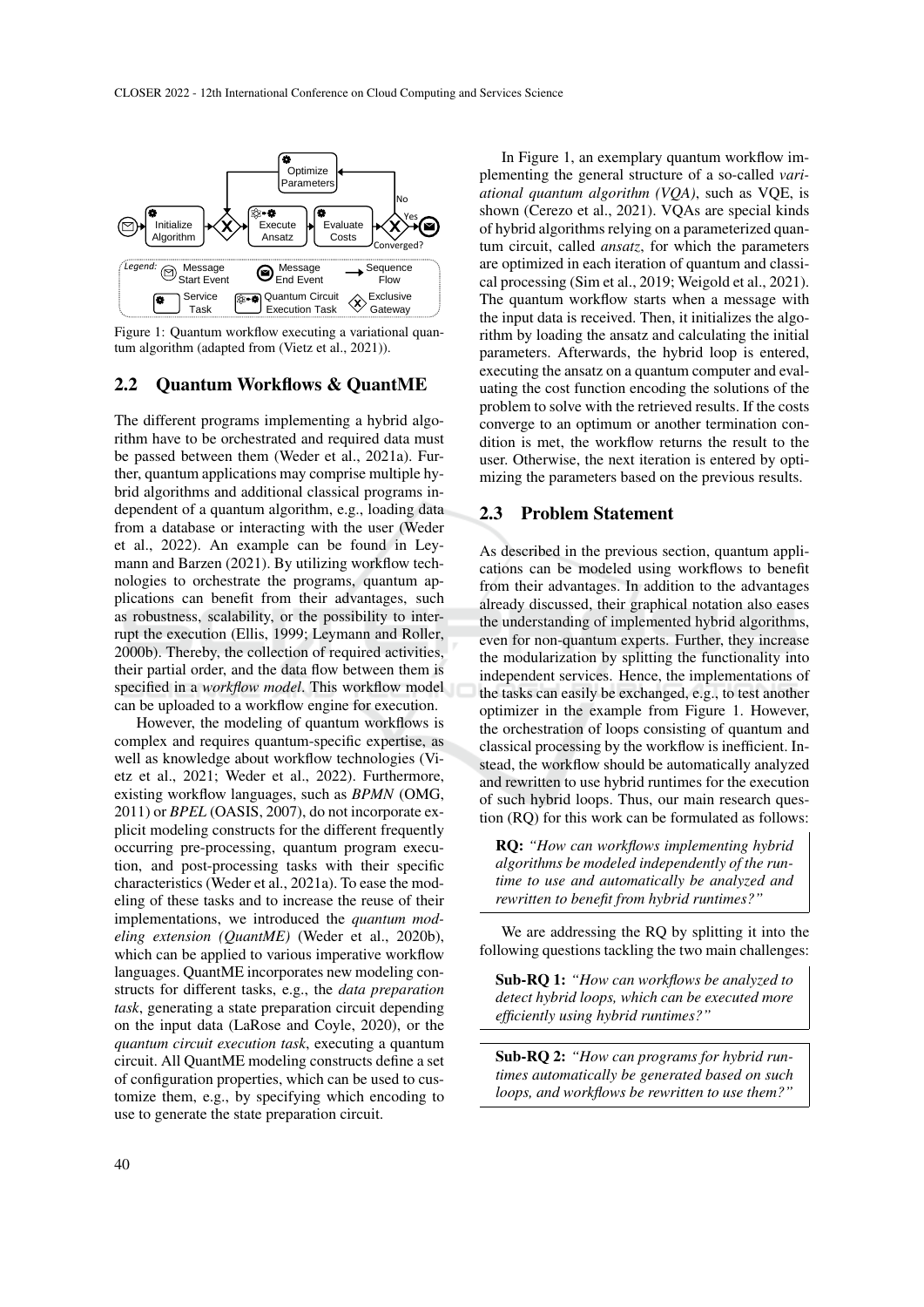Figure 1: Quantum workflow executing a variational quantum algorithm (adapted from (Vietz et al., 2021)).

## 2.2 Quantum Workflows & QuantME

The different programs implementing a hybrid algorithm have to be orchestrated and required data must be passed between them (Weder et al., 2021a). Further, quantum applications may comprise multiple hybrid algorithms and additional classical programs independent of a quantum algorithm, e.g., loading data from a database or interacting with the user (Weder et al., 2022). An example can be found in Leymann and Barzen (2021). By utilizing workflow technologies to orchestrate the programs, quantum applications can benefit from their advantages, such as robustness, scalability, or the possibility to interrupt the execution (Ellis, 1999; Leymann and Roller, 2000b). Thereby, the collection of required activities, their partial order, and the data flow between them is specified in a *workflow model*. This workflow model can be uploaded to a workflow engine for execution.

However, the modeling of quantum workflows is complex and requires quantum-specific expertise, as well as knowledge about workflow technologies (Vietz et al., 2021; Weder et al., 2022). Furthermore, existing workflow languages, such as *BPMN* (OMG, 2011) or *BPEL* (OASIS, 2007), do not incorporate explicit modeling constructs for the different frequently occurring pre-processing, quantum program execution, and post-processing tasks with their specific characteristics (Weder et al., 2021a). To ease the modeling of these tasks and to increase the reuse of their implementations, we introduced the *quantum modeling extension (QuantME)* (Weder et al., 2020b), which can be applied to various imperative workflow languages. QuantME incorporates new modeling constructs for different tasks, e.g., the *data preparation task*, generating a state preparation circuit depending on the input data (LaRose and Coyle, 2020), or the *quantum circuit execution task*, executing a quantum circuit. All QuantME modeling constructs define a set of configuration properties, which can be used to customize them, e.g., by specifying which encoding to use to generate the state preparation circuit.

In Figure 1, an exemplary quantum workflow implementing the general structure of a so-called *variational quantum algorithm (VQA)*, such as VQE, is shown (Cerezo et al., 2021). VQAs are special kinds of hybrid algorithms relying on a parameterized quantum circuit, called *ansatz*, for which the parameters are optimized in each iteration of quantum and classical processing (Sim et al., 2019; Weigold et al., 2021). The quantum workflow starts when a message with the input data is received. Then, it initializes the algorithm by loading the ansatz and calculating the initial parameters. Afterwards, the hybrid loop is entered, executing the ansatz on a quantum computer and evaluating the cost function encoding the solutions of the problem to solve with the retrieved results. If the costs converge to an optimum or another termination condition is met, the workflow returns the result to the user. Otherwise, the next iteration is entered by optimizing the parameters based on the previous results.

## 2.3 Problem Statement

As described in the previous section, quantum applications can be modeled using workflows to benefit from their advantages. In addition to the advantages already discussed, their graphical notation also eases the understanding of implemented hybrid algorithms, even for non-quantum experts. Further, they increase the modularization by splitting the functionality into independent services. Hence, the implementations of the tasks can easily be exchanged, e.g., to test another optimizer in the example from Figure 1. However, the orchestration of loops consisting of quantum and classical processing by the workflow is inefficient. Instead, the workflow should be automatically analyzed and rewritten to use hybrid runtimes for the execution of such hybrid loops. Thus, our main research question (RQ) for this work can be formulated as follows:

> **RQ:** *"How can workflows implementing hybrid algorithms be modeled independently of the runtime to use and automatically be analyzed and rewritten to benefit from hybrid runtimes?"*

We are addressing the RQ by splitting it into the following questions tackling the two main challenges:

> **Sub-RQ 1:** *"How can workflows be analyzed to detect hybrid loops, which can be executed more efficiently using hybrid runtimes?"*

> **Sub-RQ 2:** *"How can programs for hybrid runtimes automatically be generated based on such loops, and workflows be rewritten to use them?"*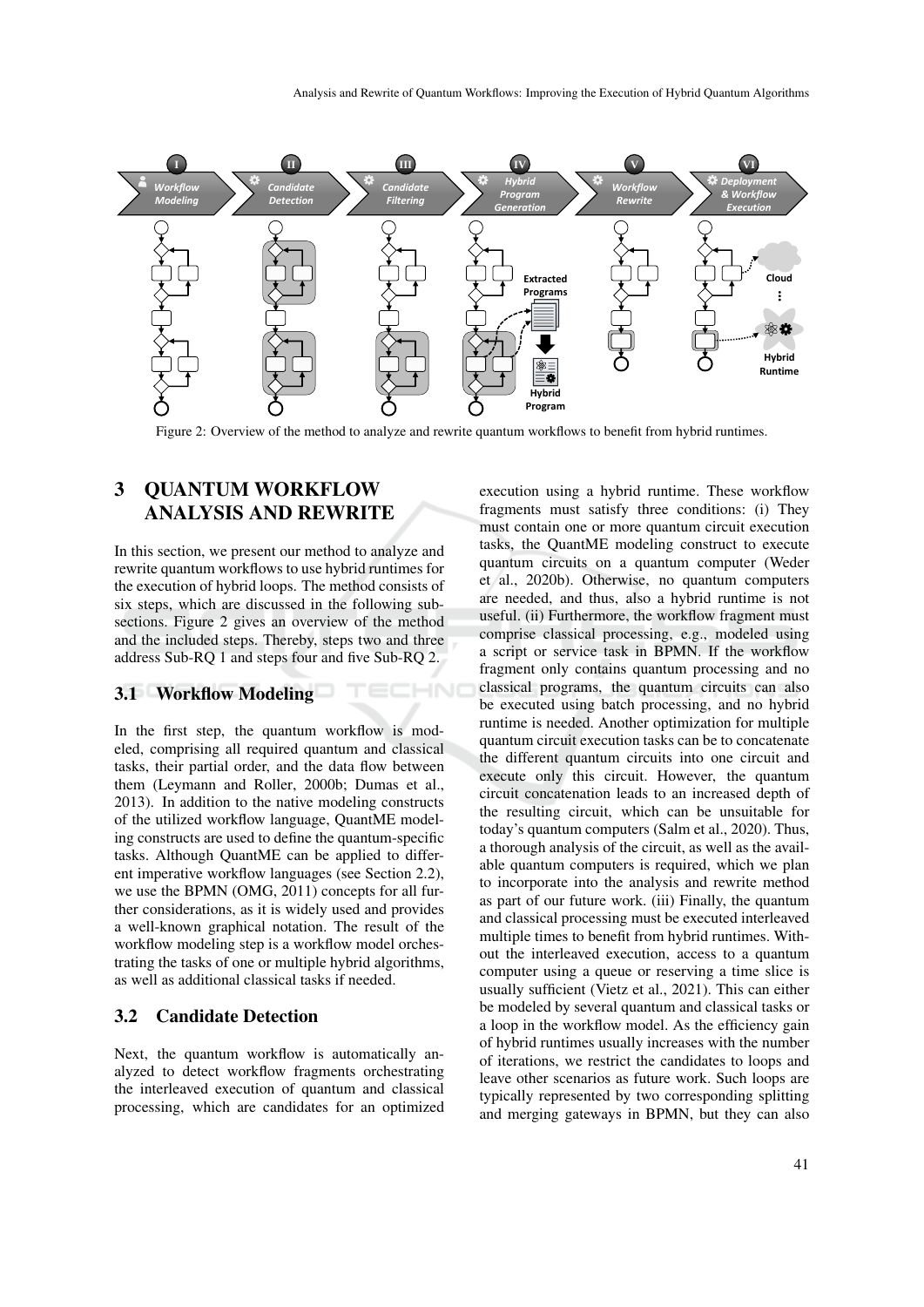Figure 2: Overview of the method to analyze and rewrite quantum workflows to benefit from hybrid runtimes.

## 3 QUANTUM WORKFLOW ANALYSIS AND REWRITE

In this section, we present our method to analyze and rewrite quantum workflows to use hybrid runtimes for the execution of hybrid loops. The method consists of six steps, which are discussed in the following subsections. Figure 2 gives an overview of the method and the included steps. Thereby, steps two and three address Sub-RQ 1 and steps four and five Sub-RQ 2.

### 3.1 Workflow Modeling

In the first step, the quantum workflow is modeled, comprising all required quantum and classical tasks, their partial order, and the data flow between them (Leymann and Roller, 2000b; Dumas et al., 2013). In addition to the native modeling constructs of the utilized workflow language, QuantME modeling constructs are used to define the quantum-specific tasks. Although QuantME can be applied to different imperative workflow languages (see Section 2.2), we use the BPMN (OMG, 2011) concepts for all further considerations, as it is widely used and provides a well-known graphical notation. The result of the workflow modeling step is a workflow model orchestrating the tasks of one or multiple hybrid algorithms, as well as additional classical tasks if needed.

### 3.2 Candidate Detection

Next, the quantum workflow is automatically analyzed to detect workflow fragments orchestrating the interleaved execution of quantum and classical processing, which are candidates for an optimized execution using a hybrid runtime. These workflow fragments must satisfy three conditions: (i) They must contain one or more quantum circuit execution tasks, the QuantME modeling construct to execute quantum circuits on a quantum computer (Weder et al., 2020b). Otherwise, no quantum computers are needed, and thus, also a hybrid runtime is not useful. (ii) Furthermore, the workflow fragment must comprise classical processing, e.g., modeled using a script or service task in BPMN. If the workflow fragment only contains quantum processing and no classical programs, the quantum circuits can also be executed using batch processing, and no hybrid runtime is needed. Another optimization for multiple quantum circuit execution tasks can be to concatenate the different quantum circuits into one circuit and execute only this circuit. However, the quantum circuit concatenation leads to an increased depth of the resulting circuit, which can be unsuitable for today's quantum computers (Salm et al., 2020). Thus, a thorough analysis of the circuit, as well as the available quantum computers is required, which we plan to incorporate into the analysis and rewrite method as part of our future work. (iii) Finally, the quantum and classical processing must be executed interleaved multiple times to benefit from hybrid runtimes. Without the interleaved execution, access to a quantum computer using a queue or reserving a time slice is usually sufficient (Vietz et al., 2021). This can either be modeled by several quantum and classical tasks or a loop in the workflow model. As the efficiency gain of hybrid runtimes usually increases with the number of iterations, we restrict the candidates to loops and leave other scenarios as future work. Such loops are typically represented by two corresponding splitting and merging gateways in BPMN, but they can also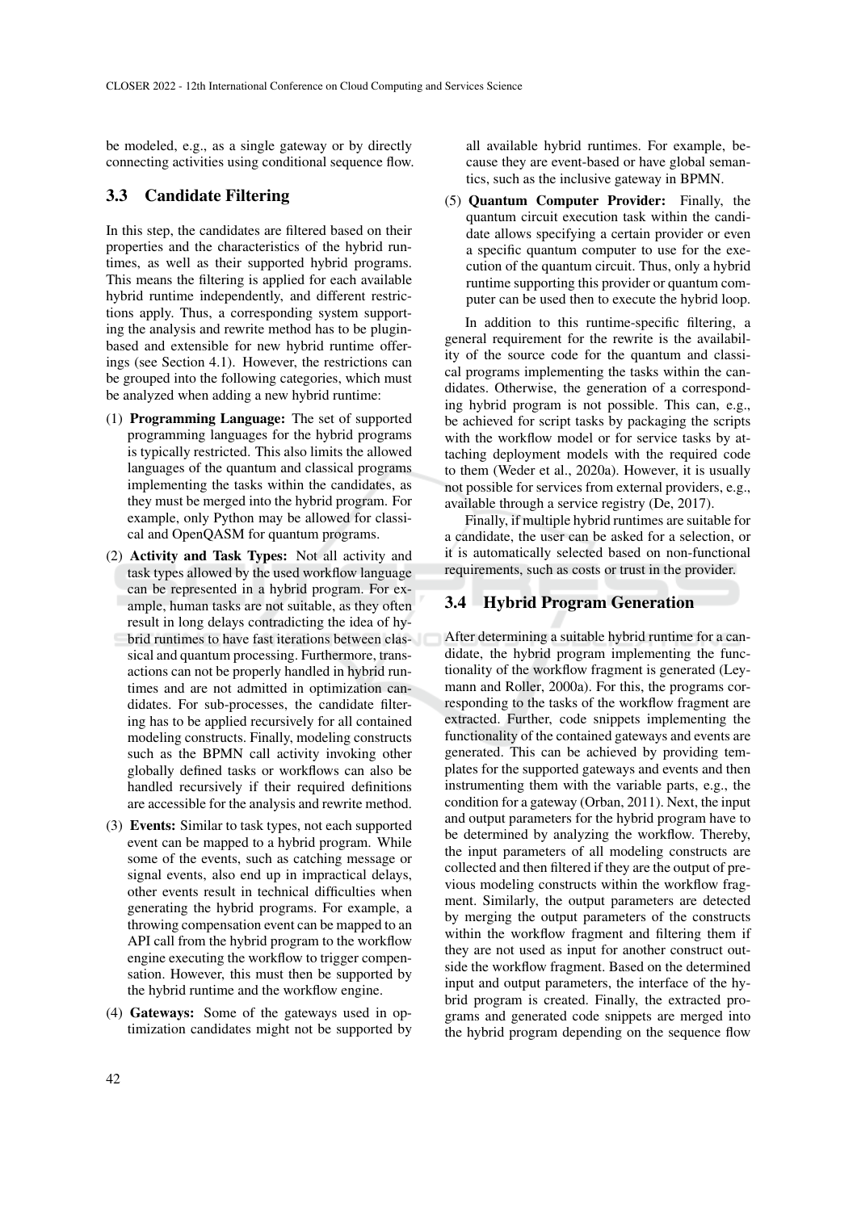be modeled, e.g., as a single gateway or by directly connecting activities using conditional sequence flow.

## 3.3 Candidate Filtering

In this step, the candidates are filtered based on their properties and the characteristics of the hybrid runtimes, as well as their supported hybrid programs. This means the filtering is applied for each available hybrid runtime independently, and different restrictions apply. Thus, a corresponding system supporting the analysis and rewrite method has to be plugin-based and extensible for new hybrid runtime offerings (see Section 4.1). However, the restrictions can be grouped into the following categories, which must be analyzed when adding a new hybrid runtime:

(1) **Programming Language:** The set of supported programming languages for the hybrid programs is typically restricted. This also limits the allowed languages of the quantum and classical programs implementing the tasks within the candidates, as they must be merged into the hybrid program. For example, only Python may be allowed for classical and OpenQASM for quantum programs.

(2) **Activity and Task Types:** Not all activity and task types allowed by the used workflow language can be represented in a hybrid program. For example, human tasks are not suitable, as they often result in long delays contradicting the idea of hybrid runtimes to have fast iterations between classical and quantum processing. Furthermore, transactions can not be properly handled in hybrid runtimes and are not admitted in optimization candidates. For sub-processes, the candidate filtering has to be applied recursively for all contained modeling constructs. Finally, modeling constructs such as the BPMN call activity invoking other globally defined tasks or workflows can also be handled recursively if their required definitions are accessible for the analysis and rewrite method.

(3) **Events:** Similar to task types, not each supported event can be mapped to a hybrid program. While some of the events, such as catching message or signal events, also end up in impractical delays, other events result in technical difficulties when generating the hybrid programs. For example, a throwing compensation event can be mapped to an API call from the hybrid program to the workflow engine executing the workflow to trigger compensation. However, this must then be supported by the hybrid runtime and the workflow engine.

(4) **Gateways:** Some of the gateways used in optimization candidates might not be supported by all available hybrid runtimes. For example, because they are event-based or have global semantics, such as the inclusive gateway in BPMN.

(5) **Quantum Computer Provider:** Finally, the quantum circuit execution task within the candidate allows specifying a certain provider or even a specific quantum computer to use for the execution of the quantum circuit. Thus, only a hybrid runtime supporting this provider or quantum computer can be used then to execute the hybrid loop.

In addition to this runtime-specific filtering, a general requirement for the rewrite is the availability of the source code for the quantum and classical programs implementing the tasks within the candidates. Otherwise, the generation of a corresponding hybrid program is not possible. This can, e.g., be achieved for script tasks by packaging the scripts with the workflow model or for service tasks by attaching deployment models with the required code to them (Weder et al., 2020a). However, it is usually not possible for services from external providers, e.g., available through a service registry (De, 2017).

Finally, if multiple hybrid runtimes are suitable for a candidate, the user can be asked for a selection, or it is automatically selected based on non-functional requirements, such as costs or trust in the provider.

## 3.4 Hybrid Program Generation

After determining a suitable hybrid runtime for a candidate, the hybrid program implementing the functionality of the workflow fragment is generated (Leymann and Roller, 2000a). For this, the programs corresponding to the tasks of the workflow fragment are extracted. Further, code snippets implementing the functionality of the contained gateways and events are generated. This can be achieved by providing templates for the supported gateways and events and then instrumenting them with the variable parts, e.g., the condition for a gateway (Orban, 2011). Next, the input and output parameters for the hybrid program have to be determined by analyzing the workflow. Thereby, the input parameters of all modeling constructs are collected and then filtered if they are the output of previous modeling constructs within the workflow fragment. Similarly, the output parameters are detected by merging the output parameters of the constructs within the workflow fragment and filtering them if they are not used as input for another construct outside the workflow fragment. Based on the determined input and output parameters, the interface of the hybrid program is created. Finally, the extracted programs and generated code snippets are merged into the hybrid program depending on the sequence flow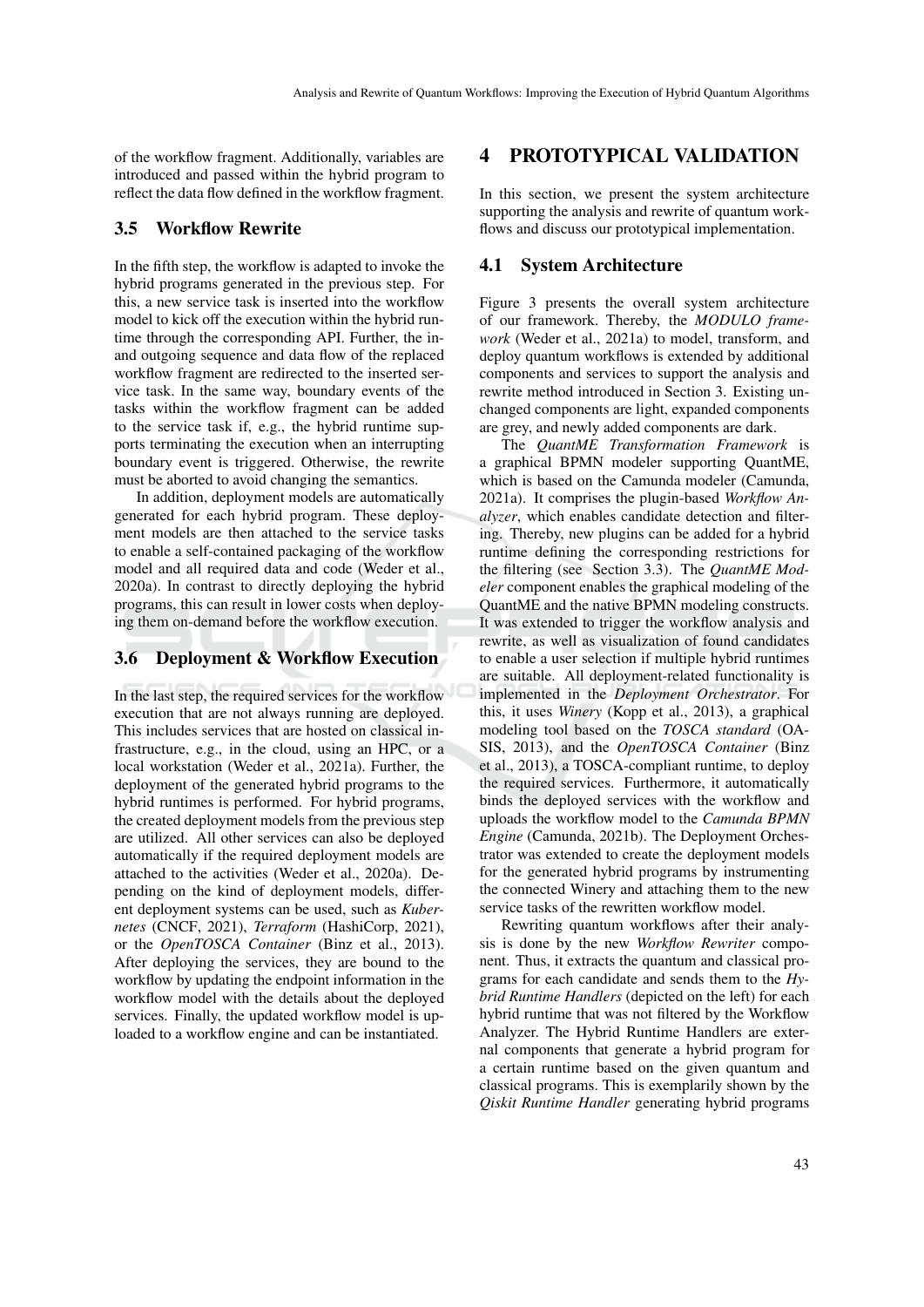of the workflow fragment. Additionally, variables are introduced and passed within the hybrid program to reflect the data flow defined in the workflow fragment.

### 3.5 Workflow Rewrite

In the fifth step, the workflow is adapted to invoke the hybrid programs generated in the previous step. For this, a new service task is inserted into the workflow model to kick off the execution within the hybrid runtime through the corresponding API. Further, the in- and outgoing sequence and data flow of the replaced workflow fragment are redirected to the inserted service task. In the same way, boundary events of the tasks within the workflow fragment can be added to the service task if, e.g., the hybrid runtime supports terminating the execution when an interrupting boundary event is triggered. Otherwise, the rewrite must be aborted to avoid changing the semantics.

In addition, deployment models are automatically generated for each hybrid program. These deployment models are then attached to the service tasks to enable a self-contained packaging of the workflow model and all required data and code (Weder et al., 2020a). In contrast to directly deploying the hybrid programs, this can result in lower costs when deploying them on-demand before the workflow execution.

### 3.6 Deployment & Workflow Execution

In the last step, the required services for the workflow execution that are not always running are deployed. This includes services that are hosted on classical infrastructure, e.g., in the cloud, using an HPC, or a local workstation (Weder et al., 2021a). Further, the deployment of the generated hybrid programs to the hybrid runtimes is performed. For hybrid programs, the created deployment models from the previous step are utilized. All other services can also be deployed automatically if the required deployment models are attached to the activities (Weder et al., 2020a). Depending on the kind of deployment models, different deployment systems can be used, such as *Kubernetes* (CNCF, 2021), *Terraform* (HashiCorp, 2021), or the *OpenTOSCA Container* (Binz et al., 2013). After deploying the services, they are bound to the workflow by updating the endpoint information in the workflow model with the details about the deployed services. Finally, the updated workflow model is uploaded to a workflow engine and can be instantiated.

## 4 PROTOTYPICAL VALIDATION

In this section, we present the system architecture supporting the analysis and rewrite of quantum workflows and discuss our prototypical implementation.

### 4.1 System Architecture

Figure 3 presents the overall system architecture of our framework. Thereby, the *MODULO framework* (Weder et al., 2021a) to model, transform, and deploy quantum workflows is extended by additional components and services to support the analysis and rewrite method introduced in Section 3. Existing unchanged components are light, expanded components are grey, and newly added components are dark.

The *QuantME Transformation Framework* is a graphical BPMN modeler supporting QuantME, which is based on the Camunda modeler (Camunda, 2021a). It comprises the plugin-based *Workflow Analyzer*, which enables candidate detection and filtering. Thereby, new plugins can be added for a hybrid runtime defining the corresponding restrictions for the filtering (see Section 3.3). The *QuantME Modeler* component enables the graphical modeling of the QuantME and the native BPMN modeling constructs. It was extended to trigger the workflow analysis and rewrite, as well as visualization of found candidates to enable a user selection if multiple hybrid runtimes are suitable. All deployment-related functionality is implemented in the *Deployment Orchestrator*. For this, it uses *Winery* (Kopp et al., 2013), a graphical modeling tool based on the *TOSCA standard* (OASIS, 2013), and the *OpenTOSCA Container* (Binz et al., 2013), a TOSCA-compliant runtime, to deploy the required services. Furthermore, it automatically binds the deployed services with the workflow and uploads the workflow model to the *Camunda BPMN Engine* (Camunda, 2021b). The Deployment Orchestrator was extended to create the deployment models for the generated hybrid programs by instrumenting the connected Winery and attaching them to the new service tasks of the rewritten workflow model.

Rewriting quantum workflows after their analysis is done by the new *Workflow Rewriter* component. Thus, it extracts the quantum and classical programs for each candidate and sends them to the *Hybrid Runtime Handlers* (depicted on the left) for each hybrid runtime that was not filtered by the Workflow Analyzer. The Hybrid Runtime Handlers are external components that generate a hybrid program for a certain runtime based on the given quantum and classical programs. This is exemplarily shown by the *Qiskit Runtime Handler* generating hybrid programs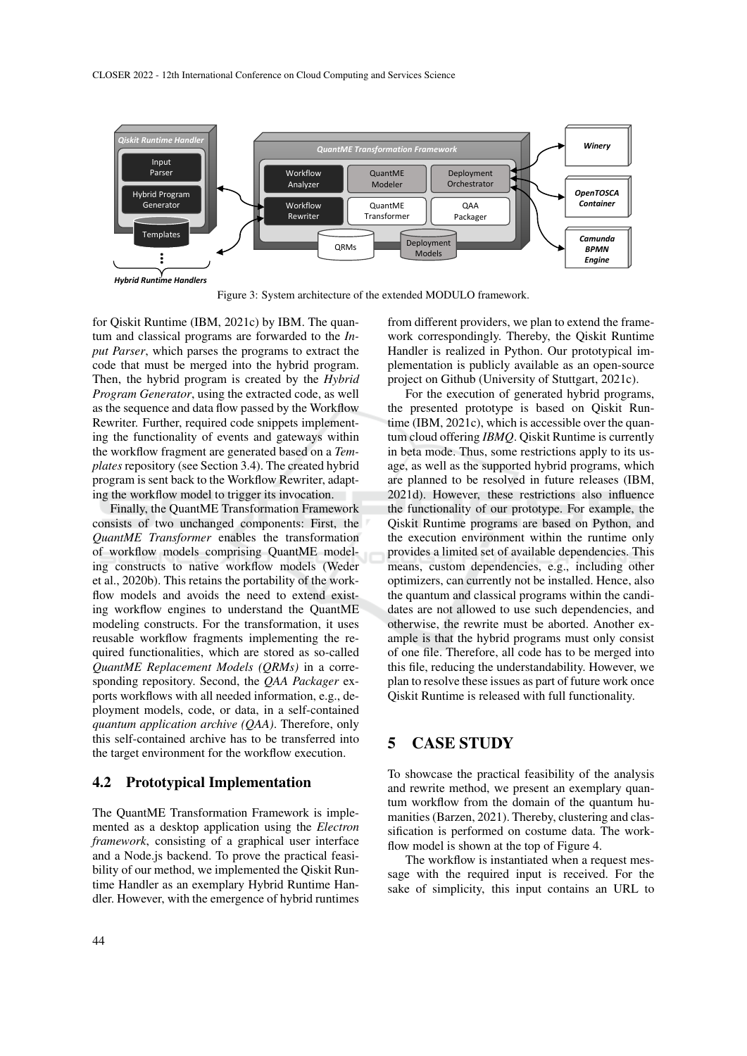Figure 3: System architecture of the extended MODULO framework.

for Qiskit Runtime (IBM, 2021c) by IBM. The quantum and classical programs are forwarded to the *Input Parser*, which parses the programs to extract the code that must be merged into the hybrid program. Then, the hybrid program is created by the *Hybrid Program Generator*, using the extracted code, as well as the sequence and data flow passed by the Workflow Rewriter. Further, required code snippets implementing the functionality of events and gateways within the workflow fragment are generated based on a *Templates* repository (see Section 3.4). The created hybrid program is sent back to the Workflow Rewriter, adapting the workflow model to trigger its invocation.

Finally, the QuantME Transformation Framework consists of two unchanged components: First, the *QuantME Transformer* enables the transformation of workflow models comprising QuantME modeling constructs to native workflow models (Weder et al., 2020b). This retains the portability of the workflow models and avoids the need to extend existing workflow engines to understand the QuantME modeling constructs. For the transformation, it uses reusable workflow fragments implementing the required functionalities, which are stored as so-called *QuantME Replacement Models (QRMs)* in a corresponding repository. Second, the *QAA Packager* exports workflows with all needed information, e.g., deployment models, code, or data, in a self-contained *quantum application archive (QAA)*. Therefore, only this self-contained archive has to be transferred into the target environment for the workflow execution.

## 4.2 Prototypical Implementation

The QuantME Transformation Framework is implemented as a desktop application using the *Electron framework*, consisting of a graphical user interface and a Node.js backend. To prove the practical feasibility of our method, we implemented the Qiskit Runtime Handler as an exemplary Hybrid Runtime Handler. However, with the emergence of hybrid runtimes from different providers, we plan to extend the framework correspondingly. Thereby, the Qiskit Runtime Handler is realized in Python. Our prototypical implementation is publicly available as an open-source project on Github (University of Stuttgart, 2021c).

For the execution of generated hybrid programs, the presented prototype is based on Qiskit Runtime (IBM, 2021c), which is accessible over the quantum cloud offering *IBMQ*. Qiskit Runtime is currently in beta mode. Thus, some restrictions apply to its usage, as well as the supported hybrid programs, which are planned to be resolved in future releases (IBM, 2021d). However, these restrictions also influence the functionality of our prototype. For example, the Qiskit Runtime programs are based on Python, and the execution environment within the runtime only provides a limited set of available dependencies. This means, custom dependencies, e.g., including other optimizers, can currently not be installed. Hence, also the quantum and classical programs within the candidates are not allowed to use such dependencies, and otherwise, the rewrite must be aborted. Another example is that the hybrid programs must only consist of one file. Therefore, all code has to be merged into this file, reducing the understandability. However, we plan to resolve these issues as part of future work once Qiskit Runtime is released with full functionality.

# 5 CASE STUDY

To showcase the practical feasibility of the analysis and rewrite method, we present an exemplary quantum workflow from the domain of the quantum humanities (Barzen, 2021). Thereby, clustering and classification is performed on costume data. The workflow model is shown at the top of Figure 4.

The workflow is instantiated when a request message with the required input is received. For the sake of simplicity, this input contains an URL to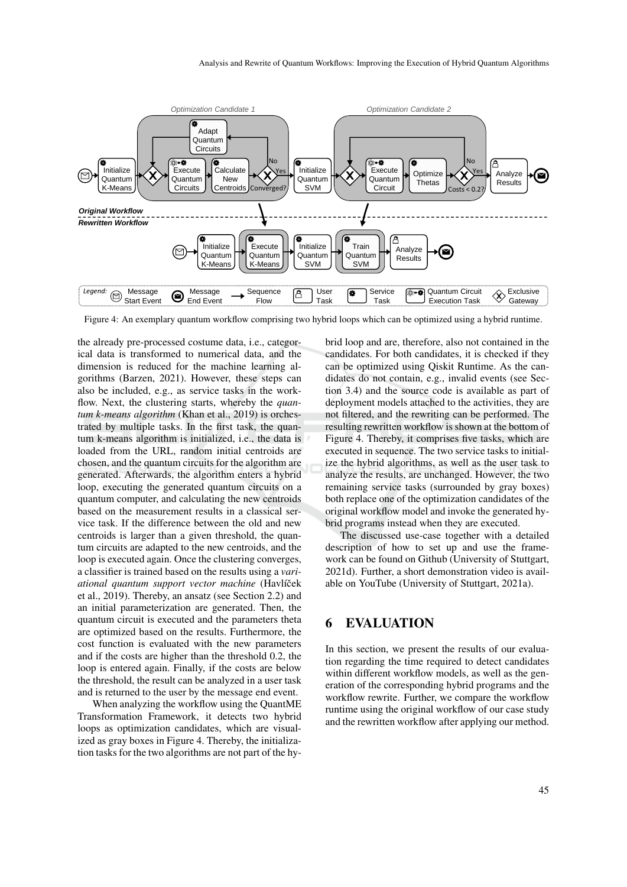Figure 4: An exemplary quantum workflow comprising two hybrid loops which can be optimized using a hybrid runtime.

the already pre-processed costume data, i.e., categorical data is transformed to numerical data, and the dimension is reduced for the machine learning algorithms (Barzen, 2021). However, these steps can also be included, e.g., as service tasks in the workflow. Next, the clustering starts, whereby the *quantum k-means algorithm* (Khan et al., 2019) is orchestrated by multiple tasks. In the first task, the quantum k-means algorithm is initialized, i.e., the data is loaded from the URL, random initial centroids are chosen, and the quantum circuits for the algorithm are generated. Afterwards, the algorithm enters a hybrid loop, executing the generated quantum circuits on a quantum computer, and calculating the new centroids based on the measurement results in a classical service task. If the difference between the old and new centroids is larger than a given threshold, the quantum circuits are adapted to the new centroids, and the loop is executed again. Once the clustering converges, a classifier is trained based on the results using a *variational quantum support vector machine* (Havlíček et al., 2019). Thereby, an ansatz (see Section 2.2) and an initial parameterization are generated. Then, the quantum circuit is executed and the parameters theta are optimized based on the results. Furthermore, the cost function is evaluated with the new parameters and if the costs are higher than the threshold 0.2, the loop is entered again. Finally, if the costs are below the threshold, the result can be analyzed in a user task and is returned to the user by the message end event.

When analyzing the workflow using the QuantME Transformation Framework, it detects two hybrid loops as optimization candidates, which are visualized as gray boxes in Figure 4. Thereby, the initialization tasks for the two algorithms are not part of the hybrid loop and are, therefore, also not contained in the candidates. For both candidates, it is checked if they can be optimized using Qiskit Runtime. As the candidates do not contain, e.g., invalid events (see Section 3.4) and the source code is available as part of deployment models attached to the activities, they are not filtered, and the rewriting can be performed. The resulting rewritten workflow is shown at the bottom of Figure 4. Thereby, it comprises five tasks, which are executed in sequence. The two service tasks to initialize the hybrid algorithms, as well as the user task to analyze the results, are unchanged. However, the two remaining service tasks (surrounded by gray boxes) both replace one of the optimization candidates of the original workflow model and invoke the generated hybrid programs instead when they are executed.

The discussed use-case together with a detailed description of how to set up and use the framework can be found on Github (University of Stuttgart, 2021d). Further, a short demonstration video is available on YouTube (University of Stuttgart, 2021a).

## 6 EVALUATION

In this section, we present the results of our evaluation regarding the time required to detect candidates within different workflow models, as well as the generation of the corresponding hybrid programs and the workflow rewrite. Further, we compare the workflow runtime using the original workflow of our case study and the rewritten workflow after applying our method.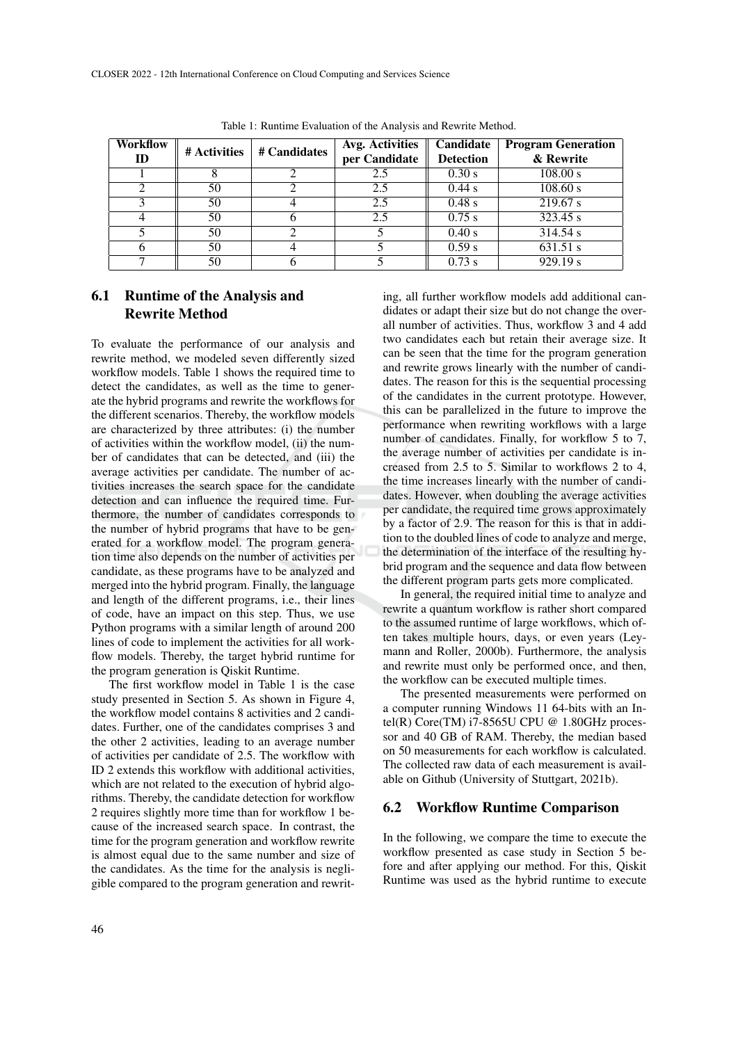Table 1: Runtime Evaluation of the Analysis and Rewrite Method.

| Workflow ID | # Activities | # Candidates | Avg. Activities per Candidate | Candidate Detection | Program Generation & Rewrite |
|---|---|---|---|---|---|
| 1 | 8 | 2 | 2.5 | 0.30 s | 108.00 s |
| 2 | 50 | 2 | 2.5 | 0.44 s | 108.60 s |
| 3 | 50 | 4 | 2.5 | 0.48 s | 219.67 s |
| 4 | 50 | 6 | 2.5 | 0.75 s | 323.45 s |
| 5 | 50 | 2 | 5 | 0.40 s | 314.54 s |
| 6 | 50 | 4 | 5 | 0.59 s | 631.51 s |
| 7 | 50 | 6 | 5 | 0.73 s | 929.19 s |

### 6.1 Runtime of the Analysis and Rewrite Method

To evaluate the performance of our analysis and rewrite method, we modeled seven differently sized workflow models. Table 1 shows the required time to detect the candidates, as well as the time to generate the hybrid programs and rewrite the workflows for the different scenarios. Thereby, the workflow models are characterized by three attributes: (i) the number of activities within the workflow model, (ii) the number of candidates that can be detected, and (iii) the average activities per candidate. The number of activities increases the search space for the candidate detection and can influence the required time. Furthermore, the number of candidates corresponds to the number of hybrid programs that have to be generated for a workflow model. The program generation time also depends on the number of activities per candidate, as these programs have to be analyzed and merged into the hybrid program. Finally, the language and length of the different programs, i.e., their lines of code, have an impact on this step. Thus, we use Python programs with a similar length of around 200 lines of code to implement the activities for all workflow models. Thereby, the target hybrid runtime for the program generation is Qiskit Runtime.

The first workflow model in Table 1 is the case study presented in Section 5. As shown in Figure 4, the workflow model contains 8 activities and 2 candidates. Further, one of the candidates comprises 3 and the other 2 activities, leading to an average number of activities per candidate of 2.5. The workflow with ID 2 extends this workflow with additional activities, which are not related to the execution of hybrid algorithms. Thereby, the candidate detection for workflow 2 requires slightly more time than for workflow 1 because of the increased search space. In contrast, the time for the program generation and workflow rewrite is almost equal due to the same number and size of the candidates. As the time for the analysis is negligible compared to the program generation and rewriting, all further workflow models add additional candidates or adapt their size but do not change the overall number of activities. Thus, workflow 3 and 4 add two candidates each but retain their average size. It can be seen that the time for the program generation and rewrite grows linearly with the number of candidates. The reason for this is the sequential processing of the candidates in the current prototype. However, this can be parallelized in the future to improve the performance when rewriting workflows with a large number of candidates. Finally, for workflow 5 to 7, the average number of activities per candidate is increased from 2.5 to 5. Similar to workflows 2 to 4, the time increases linearly with the number of candidates. However, when doubling the average activities per candidate, the required time grows approximately by a factor of 2.9. The reason for this is that in addition to the doubled lines of code to analyze and merge, the determination of the interface of the resulting hybrid program and the sequence and data flow between the different program parts gets more complicated.

In general, the required initial time to analyze and rewrite a quantum workflow is rather short compared to the assumed runtime of large workflows, which often takes multiple hours, days, or even years (Leymann and Roller, 2000b). Furthermore, the analysis and rewrite must only be performed once, and then, the workflow can be executed multiple times.

The presented measurements were performed on a computer running Windows 11 64-bits with an Intel(R) Core(TM) i7-8565U CPU @ 1.80GHz processor and 40 GB of RAM. Thereby, the median based on 50 measurements for each workflow is calculated. The collected raw data of each measurement is available on Github (University of Stuttgart, 2021b).

### 6.2 Workflow Runtime Comparison

In the following, we compare the time to execute the workflow presented as case study in Section 5 before and after applying our method. For this, Qiskit Runtime was used as the hybrid runtime to execute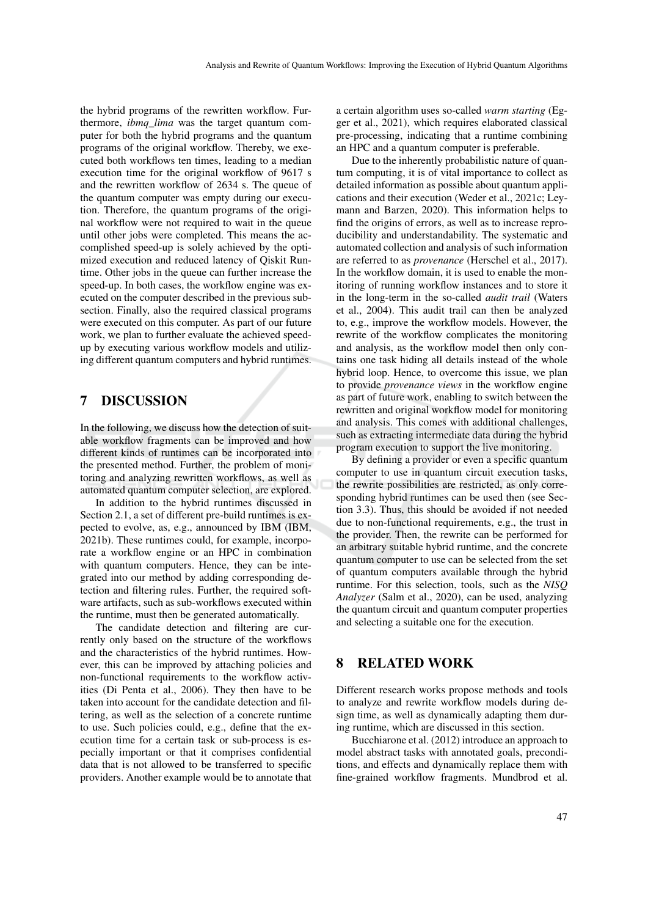the hybrid programs of the rewritten workflow. Furthermore, *ibmq_lima* was the target quantum computer for both the hybrid programs and the quantum programs of the original workflow. Thereby, we executed both workflows ten times, leading to a median execution time for the original workflow of 9617 s and the rewritten workflow of 2634 s. The queue of the quantum computer was empty during our execution. Therefore, the quantum programs of the original workflow were not required to wait in the queue until other jobs were completed. This means the accomplished speed-up is solely achieved by the optimized execution and reduced latency of Qiskit Runtime. Other jobs in the queue can further increase the speed-up. In both cases, the workflow engine was executed on the computer described in the previous subsection. Finally, also the required classical programs were executed on this computer. As part of our future work, we plan to further evaluate the achieved speed-up by executing various workflow models and utilizing different quantum computers and hybrid runtimes.

## 7 DISCUSSION

In the following, we discuss how the detection of suitable workflow fragments can be improved and how different kinds of runtimes can be incorporated into the presented method. Further, the problem of monitoring and analyzing rewritten workflows, as well as automated quantum computer selection, are explored.

In addition to the hybrid runtimes discussed in Section 2.1, a set of different pre-build runtimes is expected to evolve, as, e.g., announced by IBM (IBM, 2021b). These runtimes could, for example, incorporate a workflow engine or an HPC in combination with quantum computers. Hence, they can be integrated into our method by adding corresponding detection and filtering rules. Further, the required software artifacts, such as sub-workflows executed within the runtime, must then be generated automatically.

The candidate detection and filtering are currently only based on the structure of the workflows and the characteristics of the hybrid runtimes. However, this can be improved by attaching policies and non-functional requirements to the workflow activities (Di Penta et al., 2006). They then have to be taken into account for the candidate detection and filtering, as well as the selection of a concrete runtime to use. Such policies could, e.g., define that the execution time for a certain task or sub-process is especially important or that it comprises confidential data that is not allowed to be transferred to specific providers. Another example would be to annotate that a certain algorithm uses so-called *warm starting* (Egger et al., 2021), which requires elaborated classical pre-processing, indicating that a runtime combining an HPC and a quantum computer is preferable.

Due to the inherently probabilistic nature of quantum computing, it is of vital importance to collect as detailed information as possible about quantum applications and their execution (Weder et al., 2021c; Leymann and Barzen, 2020). This information helps to find the origins of errors, as well as to increase reproducibility and understandability. The systematic and automated collection and analysis of such information are referred to as *provenance* (Herschel et al., 2017). In the workflow domain, it is used to enable the monitoring of running workflow instances and to store it in the long-term in the so-called *audit trail* (Waters et al., 2004). This audit trail can then be analyzed to, e.g., improve the workflow models. However, the rewrite of the workflow complicates the monitoring and analysis, as the workflow model then only contains one task hiding all details instead of the whole hybrid loop. Hence, to overcome this issue, we plan to provide *provenance views* in the workflow engine as part of future work, enabling to switch between the rewritten and original workflow model for monitoring and analysis. This comes with additional challenges, such as extracting intermediate data during the hybrid program execution to support the live monitoring.

By defining a provider or even a specific quantum computer to use in quantum circuit execution tasks, the rewrite possibilities are restricted, as only corresponding hybrid runtimes can be used then (see Section 3.3). Thus, this should be avoided if not needed due to non-functional requirements, e.g., the trust in the provider. Then, the rewrite can be performed for an arbitrary suitable hybrid runtime, and the concrete quantum computer to use can be selected from the set of quantum computers available through the hybrid runtime. For this selection, tools, such as the *NISQ Analyzer* (Salm et al., 2020), can be used, analyzing the quantum circuit and quantum computer properties and selecting a suitable one for the execution.

## 8 RELATED WORK

Different research works propose methods and tools to analyze and rewrite workflow models during design time, as well as dynamically adapting them during runtime, which are discussed in this section.

Bucchiarone et al. (2012) introduce an approach to model abstract tasks with annotated goals, preconditions, and effects and dynamically replace them with fine-grained workflow fragments. Mundbrod et al.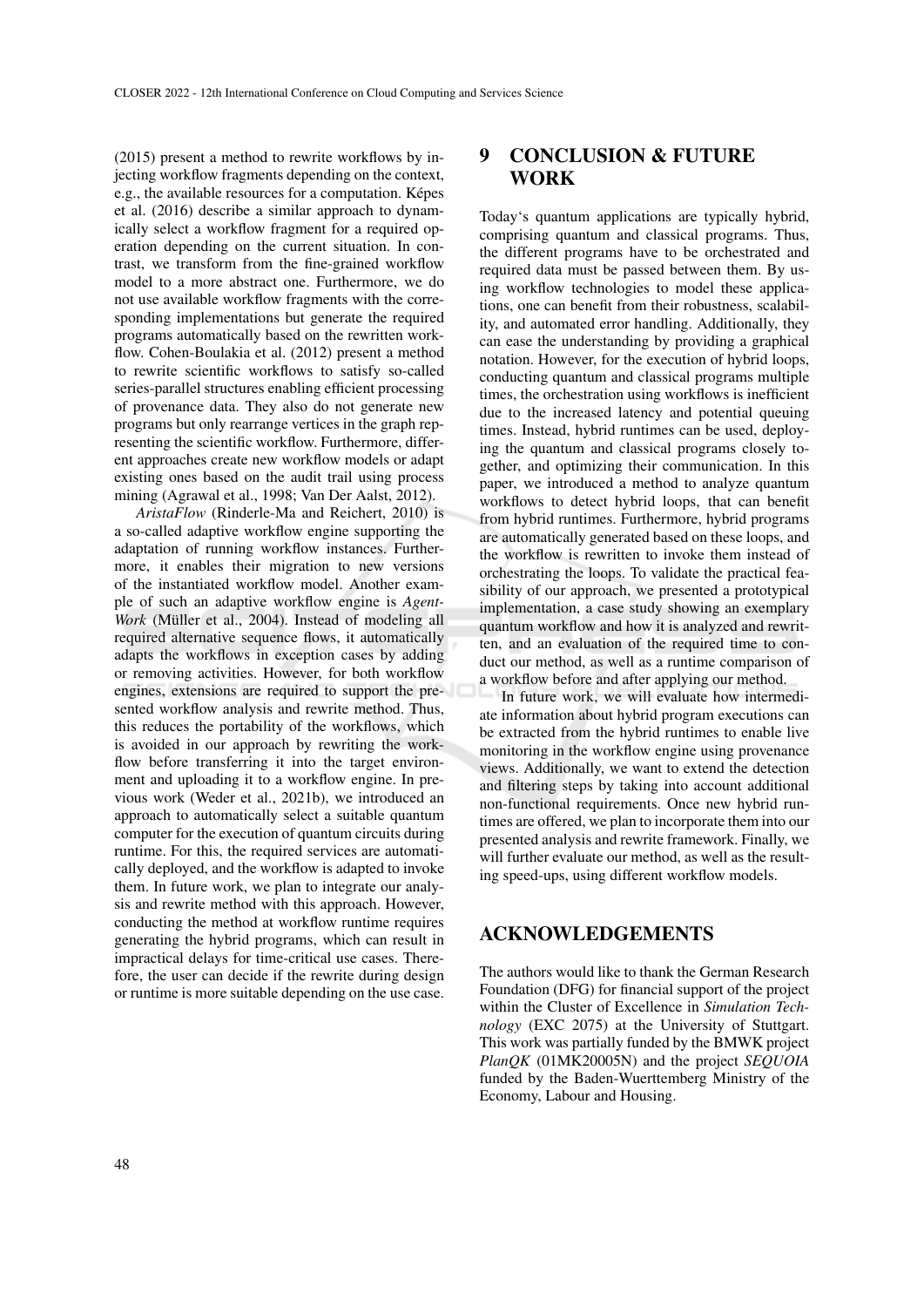(2015) present a method to rewrite workflows by injecting workflow fragments depending on the context, e.g., the available resources for a computation. Képes et al. (2016) describe a similar approach to dynamically select a workflow fragment for a required operation depending on the current situation. In contrast, we transform from the fine-grained workflow model to a more abstract one. Furthermore, we do not use available workflow fragments with the corresponding implementations but generate the required programs automatically based on the rewritten workflow. Cohen-Boulakia et al. (2012) present a method to rewrite scientific workflows to satisfy so-called series-parallel structures enabling efficient processing of provenance data. They also do not generate new programs but only rearrange vertices in the graph representing the scientific workflow. Furthermore, different approaches create new workflow models or adapt existing ones based on the audit trail using process mining (Agrawal et al., 1998; Van Der Aalst, 2012).

*AristaFlow* (Rinderle-Ma and Reichert, 2010) is a so-called adaptive workflow engine supporting the adaptation of running workflow instances. Furthermore, it enables their migration to new versions of the instantiated workflow model. Another example of such an adaptive workflow engine is *AgentWork* (Müller et al., 2004). Instead of modeling all required alternative sequence flows, it automatically adapts the workflows in exception cases by adding or removing activities. However, for both workflow engines, extensions are required to support the presented workflow analysis and rewrite method. Thus, this reduces the portability of the workflows, which is avoided in our approach by rewriting the workflow before transferring it into the target environment and uploading it to a workflow engine. In previous work (Weder et al., 2021b), we introduced an approach to automatically select a suitable quantum computer for the execution of quantum circuits during runtime. For this, the required services are automatically deployed, and the workflow is adapted to invoke them. In future work, we plan to integrate our analysis and rewrite method with this approach. However, conducting the method at workflow runtime requires generating the hybrid programs, which can result in impractical delays for time-critical use cases. Therefore, the user can decide if the rewrite during design or runtime is more suitable depending on the use case.

# 9 CONCLUSION & FUTURE WORK

Today's quantum applications are typically hybrid, comprising quantum and classical programs. Thus, the different programs have to be orchestrated and required data must be passed between them. By using workflow technologies to model these applications, one can benefit from their robustness, scalability, and automated error handling. Additionally, they can ease the understanding by providing a graphical notation. However, for the execution of hybrid loops, conducting quantum and classical programs multiple times, the orchestration using workflows is inefficient due to the increased latency and potential queuing times. Instead, hybrid runtimes can be used, deploying the quantum and classical programs closely together, and optimizing their communication. In this paper, we introduced a method to analyze quantum workflows to detect hybrid loops, that can benefit from hybrid runtimes. Furthermore, hybrid programs are automatically generated based on these loops, and the workflow is rewritten to invoke them instead of orchestrating the loops. To validate the practical feasibility of our approach, we presented a prototypical implementation, a case study showing an exemplary quantum workflow and how it is analyzed and rewritten, and an evaluation of the required time to conduct our method, as well as a runtime comparison of a workflow before and after applying our method.

In future work, we will evaluate how intermediate information about hybrid program executions can be extracted from the hybrid runtimes to enable live monitoring in the workflow engine using provenance views. Additionally, we want to extend the detection and filtering steps by taking into account additional non-functional requirements. Once new hybrid runtimes are offered, we plan to incorporate them into our presented analysis and rewrite framework. Finally, we will further evaluate our method, as well as the resulting speed-ups, using different workflow models.

# ACKNOWLEDGEMENTS

The authors would like to thank the German Research Foundation (DFG) for financial support of the project within the Cluster of Excellence in *Simulation Technology* (EXC 2075) at the University of Stuttgart. This work was partially funded by the BMWK project *PlanQK* (01MK20005N) and the project *SEQUOIA* funded by the Baden-Wuerttemberg Ministry of the Economy, Labour and Housing.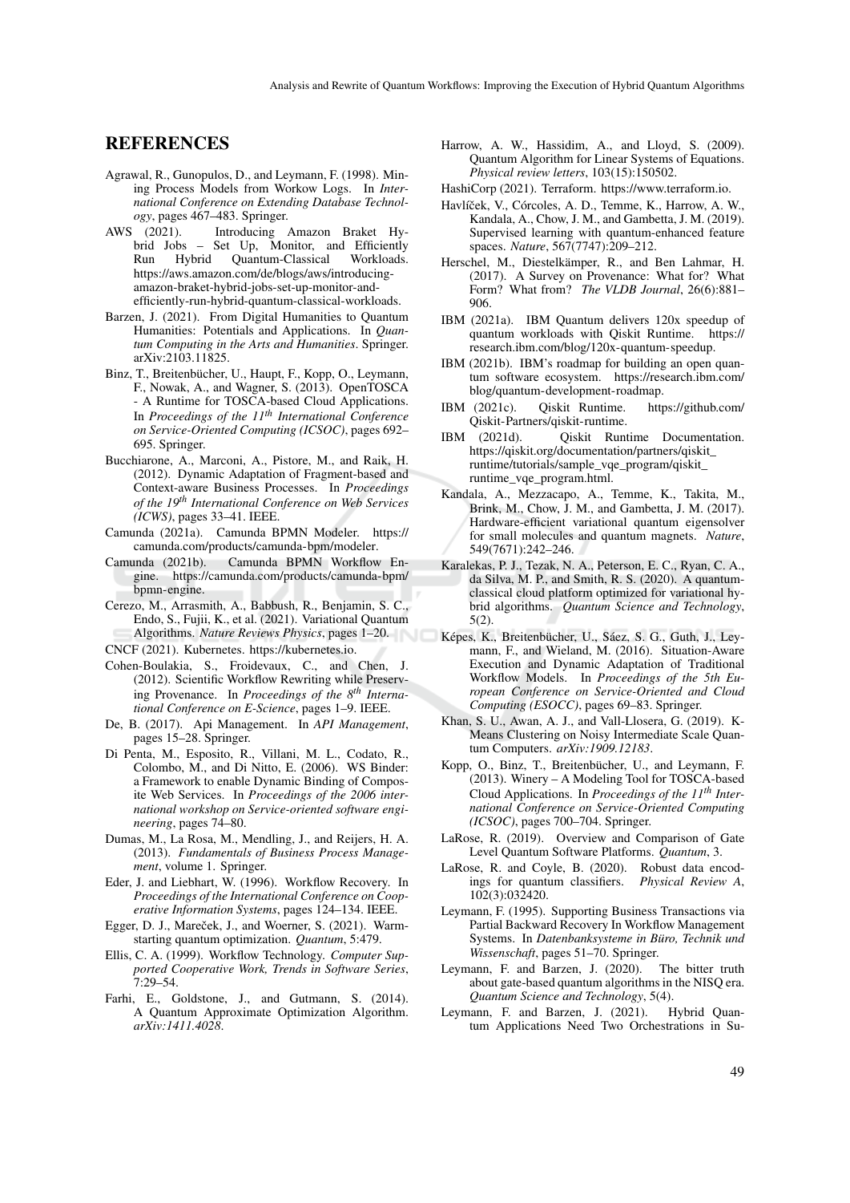## REFERENCES

Agrawal, R., Gunopulos, D., and Leymann, F. (1998). Mining Process Models from Workow Logs. In *International Conference on Extending Database Technology*, pages 467–483. Springer.

AWS (2021). Introducing Amazon Braket Hybrid Jobs – Set Up, Monitor, and Efficiently Run Hybrid Quantum-Classical Workloads. https://aws.amazon.com/de/blogs/aws/introducing-amazon-braket-hybrid-jobs-set-up-monitor-and-efficiently-run-hybrid-quantum-classical-workloads.

Barzen, J. (2021). From Digital Humanities to Quantum Humanities: Potentials and Applications. In *Quantum Computing in the Arts and Humanities*. Springer. arXiv:2103.11825.

Binz, T., Breitenbücher, U., Haupt, F., Kopp, O., Leymann, F., Nowak, A., and Wagner, S. (2013). OpenTOSCA - A Runtime for TOSCA-based Cloud Applications. In *Proceedings of the 11th International Conference on Service-Oriented Computing (ICSOC)*, pages 692–695. Springer.

Bucchiarone, A., Marconi, A., Pistore, M., and Raik, H. (2012). Dynamic Adaptation of Fragment-based and Context-aware Business Processes. In *Proceedings of the 19th International Conference on Web Services (ICWS)*, pages 33–41. IEEE.

Camunda (2021a). Camunda BPMN Modeler. https://camunda.com/products/camunda-bpm/modeler.

Camunda (2021b). Camunda BPMN Workflow Engine. https://camunda.com/products/camunda-bpm/bpmn-engine.

Cerezo, M., Arrasmith, A., Babbush, R., Benjamin, S. C., Endo, S., Fujii, K., et al. (2021). Variational Quantum Algorithms. *Nature Reviews Physics*, pages 1–20.

CNCF (2021). Kubernetes. https://kubernetes.io.

Cohen-Boulakia, S., Froidevaux, C., and Chen, J. (2012). Scientific Workflow Rewriting while Preserving Provenance. In *Proceedings of the 8th International Conference on E-Science*, pages 1–9. IEEE.

De, B. (2017). Api Management. In *API Management*, pages 15–28. Springer.

Di Penta, M., Esposito, R., Villani, M. L., Codato, R., Colombo, M., and Di Nitto, E. (2006). WS Binder: a Framework to enable Dynamic Binding of Composite Web Services. In *Proceedings of the 2006 international workshop on Service-oriented software engineering*, pages 74–80.

Dumas, M., La Rosa, M., Mendling, J., and Reijers, H. A. (2013). *Fundamentals of Business Process Management*, volume 1. Springer.

Eder, J. and Liebhart, W. (1996). Workflow Recovery. In *Proceedings of the International Conference on Cooperative Information Systems*, pages 124–134. IEEE.

Egger, D. J., Mareček, J., and Woerner, S. (2021). Warm-starting quantum optimization. *Quantum*, 5:479.

Ellis, C. A. (1999). Workflow Technology. *Computer Supported Cooperative Work, Trends in Software Series*, 7:29–54.

Farhi, E., Goldstone, J., and Gutmann, S. (2014). A Quantum Approximate Optimization Algorithm. *arXiv:1411.4028*.

Harrow, A. W., Hassidim, A., and Lloyd, S. (2009). Quantum Algorithm for Linear Systems of Equations. *Physical review letters*, 103(15):150502.

HashiCorp (2021). Terraform. https://www.terraform.io.

Havlíček, V., Córcoles, A. D., Temme, K., Harrow, A. W., Kandala, A., Chow, J. M., and Gambetta, J. M. (2019). Supervised learning with quantum-enhanced feature spaces. *Nature*, 567(7747):209–212.

Herschel, M., Diestelkämper, R., and Ben Lahmar, H. (2017). A Survey on Provenance: What for? What Form? What from? *The VLDB Journal*, 26(6):881–906.

IBM (2021a). IBM Quantum delivers 120x speedup of quantum workloads with Qiskit Runtime. https://research.ibm.com/blog/120x-quantum-speedup.

IBM (2021b). IBM's roadmap for building an open quantum software ecosystem. https://research.ibm.com/blog/quantum-development-roadmap.

IBM (2021c). Qiskit Runtime. https://github.com/Qiskit-Partners/qiskit-runtime.

IBM (2021d). Qiskit Runtime Documentation. https://qiskit.org/documentation/partners/qiskit_runtime/tutorials/sample_vqe_program/qiskit_runtime_vqe_program.html.

Kandala, A., Mezzacapo, A., Temme, K., Takita, M., Brink, M., Chow, J. M., and Gambetta, J. M. (2017). Hardware-efficient variational quantum eigensolver for small molecules and quantum magnets. *Nature*, 549(7671):242–246.

Karalekas, P. J., Tezak, N. A., Peterson, E. C., Ryan, C. A., da Silva, M. P., and Smith, R. S. (2020). A quantum-classical cloud platform optimized for variational hybrid algorithms. *Quantum Science and Technology*, 5(2).

Képes, K., Breitenbücher, U., Sáez, S. G., Guth, J., Leymann, F., and Wieland, M. (2016). Situation-Aware Execution and Dynamic Adaptation of Traditional Workflow Models. In *Proceedings of the 5th European Conference on Service-Oriented and Cloud Computing (ESOCC)*, pages 69–83. Springer.

Khan, S. U., Awan, A. J., and Vall-Llosera, G. (2019). K-Means Clustering on Noisy Intermediate Scale Quantum Computers. *arXiv:1909.12183*.

Kopp, O., Binz, T., Breitenbücher, U., and Leymann, F. (2013). Winery – A Modeling Tool for TOSCA-based Cloud Applications. In *Proceedings of the 11th International Conference on Service-Oriented Computing (ICSOC)*, pages 700–704. Springer.

LaRose, R. (2019). Overview and Comparison of Gate Level Quantum Software Platforms. *Quantum*, 3.

LaRose, R. and Coyle, B. (2020). Robust data encodings for quantum classifiers. *Physical Review A*, 102(3):032420.

Leymann, F. (1995). Supporting Business Transactions via Partial Backward Recovery In Workflow Management Systems. In *Datenbanksysteme in Büro, Technik und Wissenschaft*, pages 51–70. Springer.

Leymann, F. and Barzen, J. (2020). The bitter truth about gate-based quantum algorithms in the NISQ era. *Quantum Science and Technology*, 5(4).

Leymann, F. and Barzen, J. (2021). Hybrid Quantum Applications Need Two Orchestrations in Su-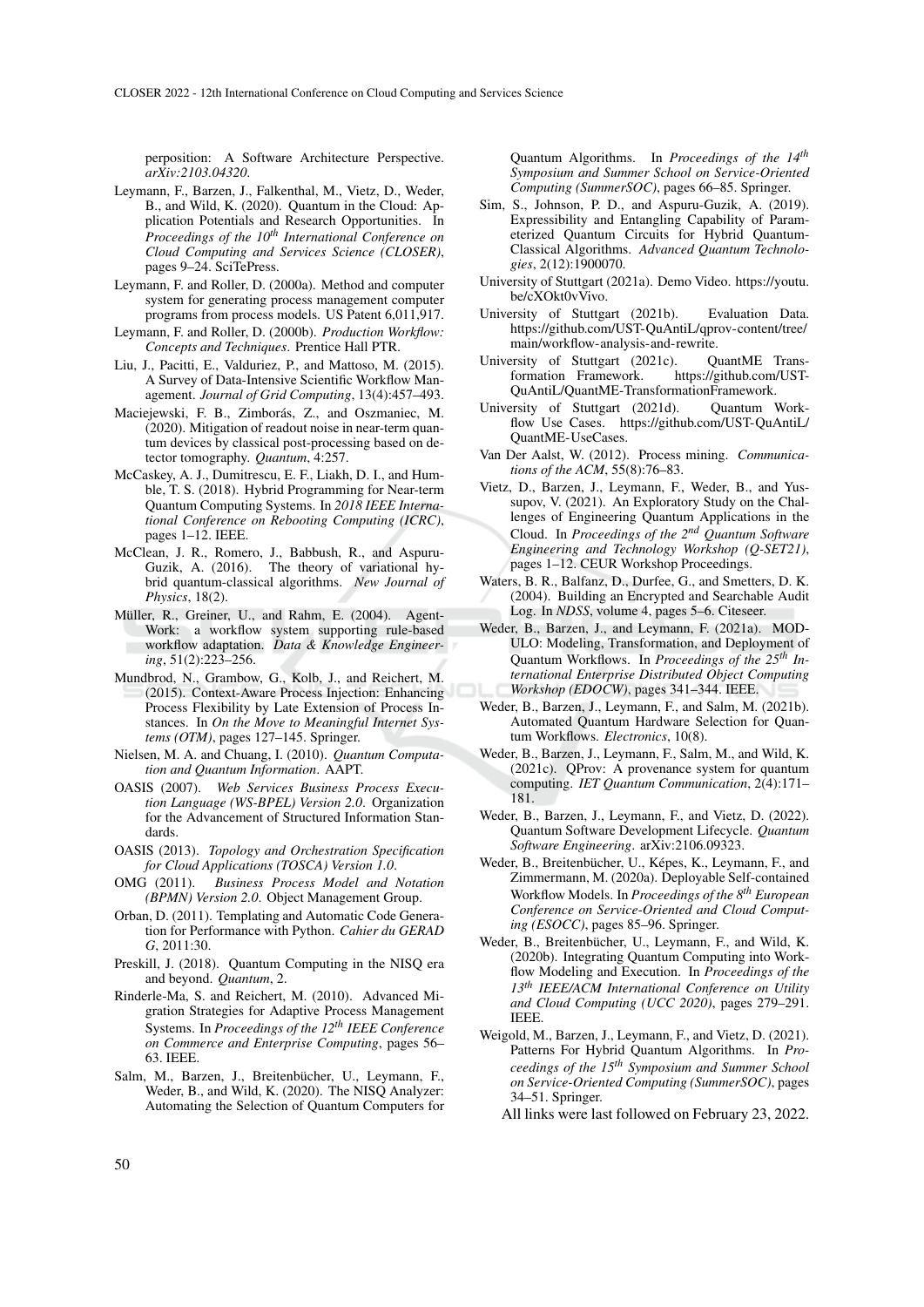perposition: A Software Architecture Perspective. *arXiv:2103.04320*.

Leymann, F., Barzen, J., Falkenthal, M., Vietz, D., Weder, B., and Wild, K. (2020). Quantum in the Cloud: Application Potentials and Research Opportunities. In *Proceedings of the 10th International Conference on Cloud Computing and Services Science (CLOSER)*, pages 9–24. SciTePress.

Leymann, F. and Roller, D. (2000a). Method and computer system for generating process management computer programs from process models. US Patent 6,011,917.

Leymann, F. and Roller, D. (2000b). *Production Workflow: Concepts and Techniques*. Prentice Hall PTR.

Liu, J., Pacitti, E., Valduriez, P., and Mattoso, M. (2015). A Survey of Data-Intensive Scientific Workflow Management. *Journal of Grid Computing*, 13(4):457–493.

Maciejewski, F. B., Zimborás, Z., and Oszmaniec, M. (2020). Mitigation of readout noise in near-term quantum devices by classical post-processing based on detector tomography. *Quantum*, 4:257.

McCaskey, A. J., Dumitrescu, E. F., Liakh, D. I., and Humble, T. S. (2018). Hybrid Programming for Near-term Quantum Computing Systems. In *2018 IEEE International Conference on Rebooting Computing (ICRC)*, pages 1–12. IEEE.

McClean, J. R., Romero, J., Babbush, R., and Aspuru-Guzik, A. (2016). The theory of variational hybrid quantum-classical algorithms. *New Journal of Physics*, 18(2).

Müller, R., Greiner, U., and Rahm, E. (2004). AgentWork: a workflow system supporting rule-based workflow adaptation. *Data & Knowledge Engineering*, 51(2):223–256.

Mundbrod, N., Grambow, G., Kolb, J., and Reichert, M. (2015). Context-Aware Process Injection: Enhancing Process Flexibility by Late Extension of Process Instances. In *On the Move to Meaningful Internet Systems (OTM)*, pages 127–145. Springer.

Nielsen, M. A. and Chuang, I. (2010). *Quantum Computation and Quantum Information*. AAPT.

OASIS (2007). *Web Services Business Process Execution Language (WS-BPEL) Version 2.0*. Organization for the Advancement of Structured Information Standards.

OASIS (2013). *Topology and Orchestration Specification for Cloud Applications (TOSCA) Version 1.0*.

OMG (2011). *Business Process Model and Notation (BPMN) Version 2.0*. Object Management Group.

Orban, D. (2011). Templating and Automatic Code Generation for Performance with Python. *Cahier du GERAD G*, 2011:30.

Preskill, J. (2018). Quantum Computing in the NISQ era and beyond. *Quantum*, 2.

Rinderle-Ma, S. and Reichert, M. (2010). Advanced Migration Strategies for Adaptive Process Management Systems. In *Proceedings of the 12th IEEE Conference on Commerce and Enterprise Computing*, pages 56–63. IEEE.

Salm, M., Barzen, J., Breitenbücher, U., Leymann, F., Weder, B., and Wild, K. (2020). The NISQ Analyzer: Automating the Selection of Quantum Computers for Quantum Algorithms. In *Proceedings of the 14th Symposium and Summer School on Service-Oriented Computing (SummerSOC)*, pages 66–85. Springer.

Sim, S., Johnson, P. D., and Aspuru-Guzik, A. (2019). Expressibility and Entangling Capability of Parameterized Quantum Circuits for Hybrid Quantum-Classical Algorithms. *Advanced Quantum Technologies*, 2(12):1900070.

University of Stuttgart (2021a). Demo Video. https://youtu.be/cXOkt0vVivo.

University of Stuttgart (2021b). Evaluation Data. https://github.com/UST-QuAntiL/qprov-content/tree/main/workflow-analysis-and-rewrite.

University of Stuttgart (2021c). QuantME Transformation Framework. https://github.com/UST-QuAntiL/QuantME-TransformationFramework.

University of Stuttgart (2021d). Quantum Workflow Use Cases. https://github.com/UST-QuAntiL/QuantME-UseCases.

Van Der Aalst, W. (2012). Process mining. *Communications of the ACM*, 55(8):76–83.

Vietz, D., Barzen, J., Leymann, F., Weder, B., and Yussupov, V. (2021). An Exploratory Study on the Challenges of Engineering Quantum Applications in the Cloud. In *Proceedings of the 2nd Quantum Software Engineering and Technology Workshop (Q-SET21)*, pages 1–12. CEUR Workshop Proceedings.

Waters, B. R., Balfanz, D., Durfee, G., and Smetters, D. K. (2004). Building an Encrypted and Searchable Audit Log. In *NDSS*, volume 4, pages 5–6. Citeseer.

Weder, B., Barzen, J., and Leymann, F. (2021a). MODULO: Modeling, Transformation, and Deployment of Quantum Workflows. In *Proceedings of the 25th International Enterprise Distributed Object Computing Workshop (EDOCW)*, pages 341–344. IEEE.

Weder, B., Barzen, J., Leymann, F., and Salm, M. (2021b). Automated Quantum Hardware Selection for Quantum Workflows. *Electronics*, 10(8).

Weder, B., Barzen, J., Leymann, F., Salm, M., and Wild, K. (2021c). QProv: A provenance system for quantum computing. *IET Quantum Communication*, 2(4):171–181.

Weder, B., Barzen, J., Leymann, F., and Vietz, D. (2022). Quantum Software Development Lifecycle. *Quantum Software Engineering*. arXiv:2106.09323.

Weder, B., Breitenbücher, U., Képes, K., Leymann, F., and Zimmermann, M. (2020a). Deployable Self-contained Workflow Models. In *Proceedings of the 8th European Conference on Service-Oriented and Cloud Computing (ESOCC)*, pages 85–96. Springer.

Weder, B., Breitenbücher, U., Leymann, F., and Wild, K. (2020b). Integrating Quantum Computing into Workflow Modeling and Execution. In *Proceedings of the 13th IEEE/ACM International Conference on Utility and Cloud Computing (UCC 2020)*, pages 279–291. IEEE.

Weigold, M., Barzen, J., Leymann, F., and Vietz, D. (2021). Patterns For Hybrid Quantum Algorithms. In *Proceedings of the 15th Symposium and Summer School on Service-Oriented Computing (SummerSOC)*, pages 34–51. Springer.

All links were last followed on February 23, 2022.